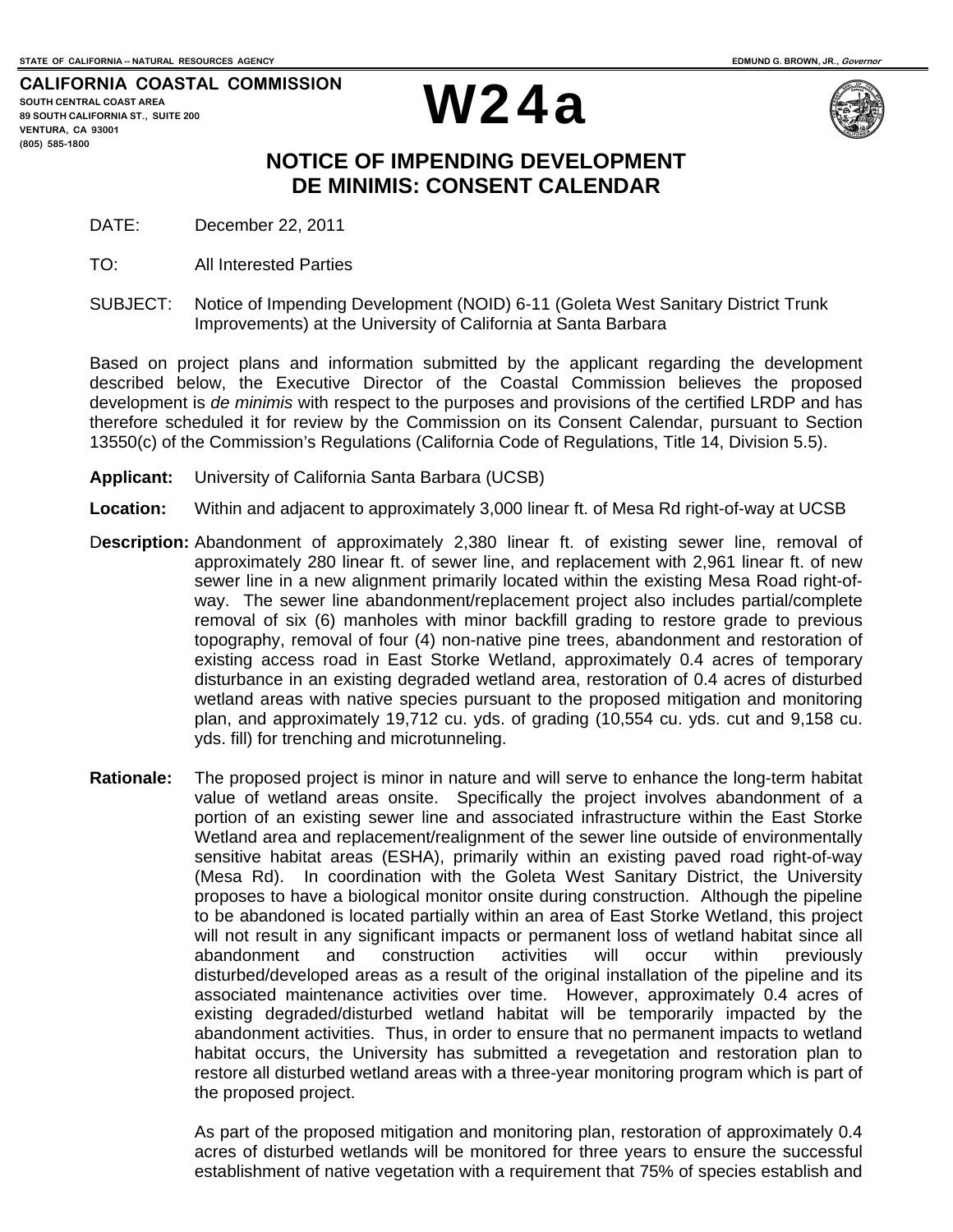STATE OF CALIFORNIA -- NATURAL RESOURCES AGENCY

EDMUND G. BROWN, JR., *Governor*

**CALIFORNIA COASTAL COMMISSION**
SOUTH CENTRAL COAST AREA
89 SOUTH CALIFORNIA ST., SUITE 200
VENTURA, CA 93001
(805) 585-1800

# W24a

## NOTICE OF IMPENDING DEVELOPMENT DE MINIMIS: CONSENT CALENDAR

DATE: December 22, 2011

TO: All Interested Parties

SUBJECT: Notice of Impending Development (NOID) 6-11 (Goleta West Sanitary District Trunk Improvements) at the University of California at Santa Barbara

Based on project plans and information submitted by the applicant regarding the development described below, the Executive Director of the Coastal Commission believes the proposed development is *de minimis* with respect to the purposes and provisions of the certified LRDP and has therefore scheduled it for review by the Commission on its Consent Calendar, pursuant to Section 13550(c) of the Commission's Regulations (California Code of Regulations, Title 14, Division 5.5).

**Applicant:** University of California Santa Barbara (UCSB)

**Location:** Within and adjacent to approximately 3,000 linear ft. of Mesa Rd right-of-way at UCSB

**Description:** Abandonment of approximately 2,380 linear ft. of existing sewer line, removal of approximately 280 linear ft. of sewer line, and replacement with 2,961 linear ft. of new sewer line in a new alignment primarily located within the existing Mesa Road right-of-way. The sewer line abandonment/replacement project also includes partial/complete removal of six (6) manholes with minor backfill grading to restore grade to previous topography, removal of four (4) non-native pine trees, abandonment and restoration of existing access road in East Storke Wetland, approximately 0.4 acres of temporary disturbance in an existing degraded wetland area, restoration of 0.4 acres of disturbed wetland areas with native species pursuant to the proposed mitigation and monitoring plan, and approximately 19,712 cu. yds. of grading (10,554 cu. yds. cut and 9,158 cu. yds. fill) for trenching and microtunneling.

**Rationale:** The proposed project is minor in nature and will serve to enhance the long-term habitat value of wetland areas onsite. Specifically the project involves abandonment of a portion of an existing sewer line and associated infrastructure within the East Storke Wetland area and replacement/realignment of the sewer line outside of environmentally sensitive habitat areas (ESHA), primarily within an existing paved road right-of-way (Mesa Rd). In coordination with the Goleta West Sanitary District, the University proposes to have a biological monitor onsite during construction. Although the pipeline to be abandoned is located partially within an area of East Storke Wetland, this project will not result in any significant impacts or permanent loss of wetland habitat since all abandonment and construction activities will occur within previously disturbed/developed areas as a result of the original installation of the pipeline and its associated maintenance activities over time. However, approximately 0.4 acres of existing degraded/disturbed wetland habitat will be temporarily impacted by the abandonment activities. Thus, in order to ensure that no permanent impacts to wetland habitat occurs, the University has submitted a revegetation and restoration plan to restore all disturbed wetland areas with a three-year monitoring program which is part of the proposed project.

As part of the proposed mitigation and monitoring plan, restoration of approximately 0.4 acres of disturbed wetlands will be monitored for three years to ensure the successful establishment of native vegetation with a requirement that 75% of species establish and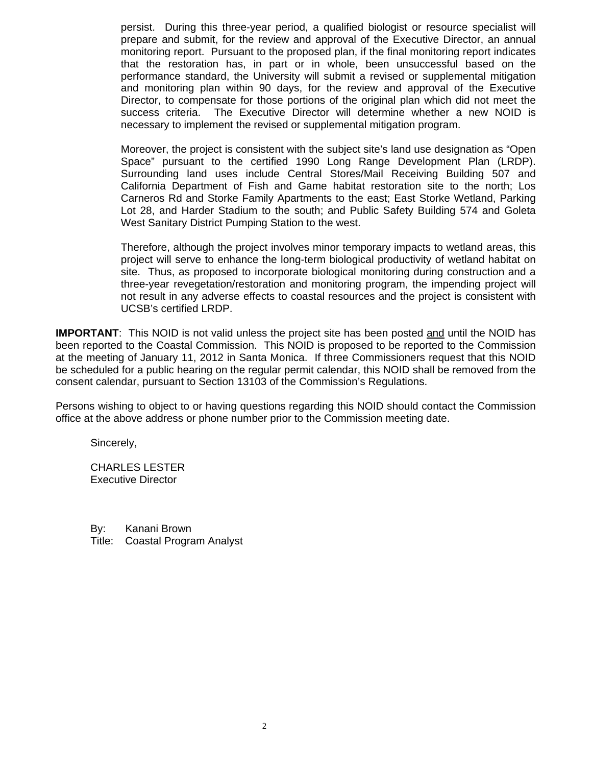persist. During this three-year period, a qualified biologist or resource specialist will prepare and submit, for the review and approval of the Executive Director, an annual monitoring report. Pursuant to the proposed plan, if the final monitoring report indicates that the restoration has, in part or in whole, been unsuccessful based on the performance standard, the University will submit a revised or supplemental mitigation and monitoring plan within 90 days, for the review and approval of the Executive Director, to compensate for those portions of the original plan which did not meet the success criteria. The Executive Director will determine whether a new NOID is necessary to implement the revised or supplemental mitigation program.

Moreover, the project is consistent with the subject site's land use designation as "Open Space" pursuant to the certified 1990 Long Range Development Plan (LRDP). Surrounding land uses include Central Stores/Mail Receiving Building 507 and California Department of Fish and Game habitat restoration site to the north; Los Carneros Rd and Storke Family Apartments to the east; East Storke Wetland, Parking Lot 28, and Harder Stadium to the south; and Public Safety Building 574 and Goleta West Sanitary District Pumping Station to the west.

Therefore, although the project involves minor temporary impacts to wetland areas, this project will serve to enhance the long-term biological productivity of wetland habitat on site. Thus, as proposed to incorporate biological monitoring during construction and a three-year revegetation/restoration and monitoring program, the impending project will not result in any adverse effects to coastal resources and the project is consistent with UCSB's certified LRDP.

**IMPORTANT**: This NOID is not valid unless the project site has been posted <u>and</u> until the NOID has been reported to the Coastal Commission. This NOID is proposed to be reported to the Commission at the meeting of January 11, 2012 in Santa Monica. If three Commissioners request that this NOID be scheduled for a public hearing on the regular permit calendar, this NOID shall be removed from the consent calendar, pursuant to Section 13103 of the Commission's Regulations.

Persons wishing to object to or having questions regarding this NOID should contact the Commission office at the above address or phone number prior to the Commission meeting date.

Sincerely,

CHARLES LESTER
Executive Director

By: Kanani Brown
Title: Coastal Program Analyst